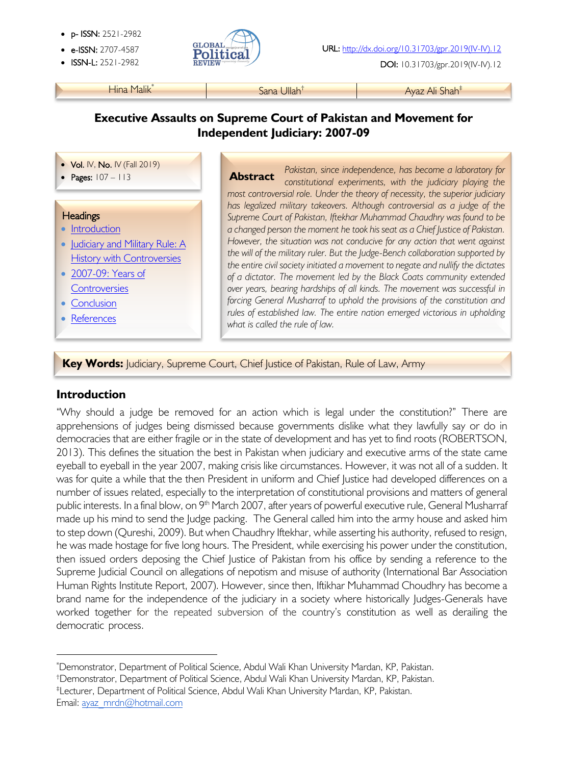- p- ISSN: 2521-2982
- e-ISSN: 2707-4587
- ISSN-L: 2521-2982

URL: http://dx.doi.org/10.31703/gpr.2019(IV-IV).12

DOI: 10.31703/gpr.2019(IV-IV).12

| Hina Malik* | Sana Ullah† | Ayaz Ali Shah‡ |
|---|---|---|

# Executive Assaults on Supreme Court of Pakistan and Movement for Independent Judiciary: 2007-09

- **Vol.** IV, **No.** IV (Fall 2019)
- **Pages:** 107 – 113

**Headings**

- Introduction
- Judiciary and Military Rule: A History with Controversies
- 2007-09: Years of Controversies
- Conclusion
- References

**Abstract** *Pakistan, since independence, has become a laboratory for constitutional experiments, with the judiciary playing the most controversial role. Under the theory of necessity, the superior judiciary has legalized military takeovers. Although controversial as a judge of the Supreme Court of Pakistan, Iftekhar Muhammad Chaudhry was found to be a changed person the moment he took his seat as a Chief Justice of Pakistan. However, the situation was not conducive for any action that went against the will of the military ruler. But the Judge-Bench collaboration supported by the entire civil society initiated a movement to negate and nullify the dictates of a dictator. The movement led by the Black Coats community extended over years, bearing hardships of all kinds. The movement was successful in forcing General Musharraf to uphold the provisions of the constitution and rules of established law. The entire nation emerged victorious in upholding what is called the rule of law.*

**Key Words:** Judiciary, Supreme Court, Chief Justice of Pakistan, Rule of Law, Army

## Introduction

"Why should a judge be removed for an action which is legal under the constitution?" There are apprehensions of judges being dismissed because governments dislike what they lawfully say or do in democracies that are either fragile or in the state of development and has yet to find roots (ROBERTSON, 2013). This defines the situation the best in Pakistan when judiciary and executive arms of the state came eyeball to eyeball in the year 2007, making crisis like circumstances. However, it was not all of a sudden. It was for quite a while that the then President in uniform and Chief Justice had developed differences on a number of issues related, especially to the interpretation of constitutional provisions and matters of general public interests. In a final blow, on 9th March 2007, after years of powerful executive rule, General Musharraf made up his mind to send the Judge packing. The General called him into the army house and asked him to step down (Qureshi, 2009). But when Chaudhry Iftekhar, while asserting his authority, refused to resign, he was made hostage for five long hours. The President, while exercising his power under the constitution, then issued orders deposing the Chief Justice of Pakistan from his office by sending a reference to the Supreme Judicial Council on allegations of nepotism and misuse of authority (International Bar Association Human Rights Institute Report, 2007). However, since then, Iftikhar Muhammad Choudhry has become a brand name for the independence of the judiciary in a society where historically Judges-Generals have worked together for the repeated subversion of the country's constitution as well as derailing the democratic process.

---

*Demonstrator, Department of Political Science, Abdul Wali Khan University Mardan, KP, Pakistan.
†Demonstrator, Department of Political Science, Abdul Wali Khan University Mardan, KP, Pakistan.
‡Lecturer, Department of Political Science, Abdul Wali Khan University Mardan, KP, Pakistan.
Email: ayaz_mrdn@hotmail.com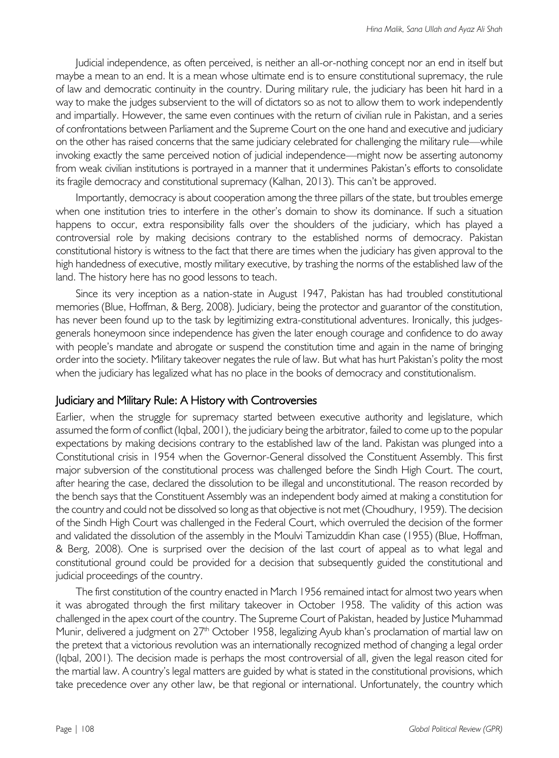Judicial independence, as often perceived, is neither an all-or-nothing concept nor an end in itself but maybe a mean to an end. It is a mean whose ultimate end is to ensure constitutional supremacy, the rule of law and democratic continuity in the country. During military rule, the judiciary has been hit hard in a way to make the judges subservient to the will of dictators so as not to allow them to work independently and impartially. However, the same even continues with the return of civilian rule in Pakistan, and a series of confrontations between Parliament and the Supreme Court on the one hand and executive and judiciary on the other has raised concerns that the same judiciary celebrated for challenging the military rule—while invoking exactly the same perceived notion of judicial independence—might now be asserting autonomy from weak civilian institutions is portrayed in a manner that it undermines Pakistan's efforts to consolidate its fragile democracy and constitutional supremacy (Kalhan, 2013). This can't be approved.

Importantly, democracy is about cooperation among the three pillars of the state, but troubles emerge when one institution tries to interfere in the other's domain to show its dominance. If such a situation happens to occur, extra responsibility falls over the shoulders of the judiciary, which has played a controversial role by making decisions contrary to the established norms of democracy. Pakistan constitutional history is witness to the fact that there are times when the judiciary has given approval to the high handedness of executive, mostly military executive, by trashing the norms of the established law of the land. The history here has no good lessons to teach.

Since its very inception as a nation-state in August 1947, Pakistan has had troubled constitutional memories (Blue, Hoffman, & Berg, 2008). Judiciary, being the protector and guarantor of the constitution, has never been found up to the task by legitimizing extra-constitutional adventures. Ironically, this judges-generals honeymoon since independence has given the later enough courage and confidence to do away with people's mandate and abrogate or suspend the constitution time and again in the name of bringing order into the society. Military takeover negates the rule of law. But what has hurt Pakistan's polity the most when the judiciary has legalized what has no place in the books of democracy and constitutionalism.

## Judiciary and Military Rule: A History with Controversies

Earlier, when the struggle for supremacy started between executive authority and legislature, which assumed the form of conflict (Iqbal, 2001), the judiciary being the arbitrator, failed to come up to the popular expectations by making decisions contrary to the established law of the land. Pakistan was plunged into a Constitutional crisis in 1954 when the Governor-General dissolved the Constituent Assembly. This first major subversion of the constitutional process was challenged before the Sindh High Court. The court, after hearing the case, declared the dissolution to be illegal and unconstitutional. The reason recorded by the bench says that the Constituent Assembly was an independent body aimed at making a constitution for the country and could not be dissolved so long as that objective is not met (Choudhury, 1959). The decision of the Sindh High Court was challenged in the Federal Court, which overruled the decision of the former and validated the dissolution of the assembly in the Moulvi Tamizuddin Khan case (1955) (Blue, Hoffman, & Berg, 2008). One is surprised over the decision of the last court of appeal as to what legal and constitutional ground could be provided for a decision that subsequently guided the constitutional and judicial proceedings of the country.

The first constitution of the country enacted in March 1956 remained intact for almost two years when it was abrogated through the first military takeover in October 1958. The validity of this action was challenged in the apex court of the country. The Supreme Court of Pakistan, headed by Justice Muhammad Munir, delivered a judgment on 27th October 1958, legalizing Ayub khan's proclamation of martial law on the pretext that a victorious revolution was an internationally recognized method of changing a legal order (Iqbal, 2001). The decision made is perhaps the most controversial of all, given the legal reason cited for the martial law. A country's legal matters are guided by what is stated in the constitutional provisions, which take precedence over any other law, be that regional or international. Unfortunately, the country which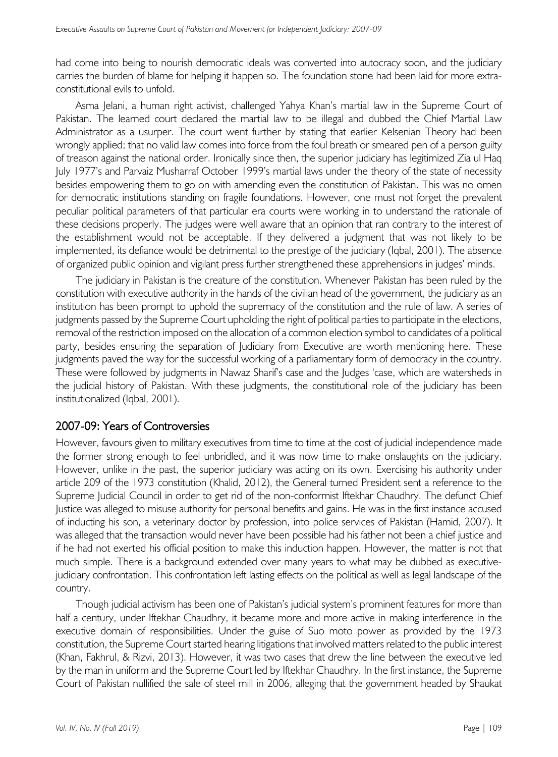had come into being to nourish democratic ideals was converted into autocracy soon, and the judiciary carries the burden of blame for helping it happen so. The foundation stone had been laid for more extra-constitutional evils to unfold.

Asma Jelani, a human right activist, challenged Yahya Khan's martial law in the Supreme Court of Pakistan. The learned court declared the martial law to be illegal and dubbed the Chief Martial Law Administrator as a usurper. The court went further by stating that earlier Kelsenian Theory had been wrongly applied; that no valid law comes into force from the foul breath or smeared pen of a person guilty of treason against the national order. Ironically since then, the superior judiciary has legitimized Zia ul Haq July 1977's and Parvaiz Musharraf October 1999's martial laws under the theory of the state of necessity besides empowering them to go on with amending even the constitution of Pakistan. This was no omen for democratic institutions standing on fragile foundations. However, one must not forget the prevalent peculiar political parameters of that particular era courts were working in to understand the rationale of these decisions properly. The judges were well aware that an opinion that ran contrary to the interest of the establishment would not be acceptable. If they delivered a judgment that was not likely to be implemented, its defiance would be detrimental to the prestige of the judiciary (Iqbal, 2001). The absence of organized public opinion and vigilant press further strengthened these apprehensions in judges' minds.

The judiciary in Pakistan is the creature of the constitution. Whenever Pakistan has been ruled by the constitution with executive authority in the hands of the civilian head of the government, the judiciary as an institution has been prompt to uphold the supremacy of the constitution and the rule of law. A series of judgments passed by the Supreme Court upholding the right of political parties to participate in the elections, removal of the restriction imposed on the allocation of a common election symbol to candidates of a political party, besides ensuring the separation of Judiciary from Executive are worth mentioning here. These judgments paved the way for the successful working of a parliamentary form of democracy in the country. These were followed by judgments in Nawaz Sharif's case and the Judges 'case, which are watersheds in the judicial history of Pakistan. With these judgments, the constitutional role of the judiciary has been institutionalized (Iqbal, 2001).

## 2007-09: Years of Controversies

However, favours given to military executives from time to time at the cost of judicial independence made the former strong enough to feel unbridled, and it was now time to make onslaughts on the judiciary. However, unlike in the past, the superior judiciary was acting on its own. Exercising his authority under article 209 of the 1973 constitution (Khalid, 2012), the General turned President sent a reference to the Supreme Judicial Council in order to get rid of the non-conformist Iftekhar Chaudhry. The defunct Chief Justice was alleged to misuse authority for personal benefits and gains. He was in the first instance accused of inducting his son, a veterinary doctor by profession, into police services of Pakistan (Hamid, 2007). It was alleged that the transaction would never have been possible had his father not been a chief justice and if he had not exerted his official position to make this induction happen. However, the matter is not that much simple. There is a background extended over many years to what may be dubbed as executive-judiciary confrontation. This confrontation left lasting effects on the political as well as legal landscape of the country.

Though judicial activism has been one of Pakistan's judicial system's prominent features for more than half a century, under Iftekhar Chaudhry, it became more and more active in making interference in the executive domain of responsibilities. Under the guise of Suo moto power as provided by the 1973 constitution, the Supreme Court started hearing litigations that involved matters related to the public interest (Khan, Fakhrul, & Rizvi, 2013). However, it was two cases that drew the line between the executive led by the man in uniform and the Supreme Court led by Iftekhar Chaudhry. In the first instance, the Supreme Court of Pakistan nullified the sale of steel mill in 2006, alleging that the government headed by Shaukat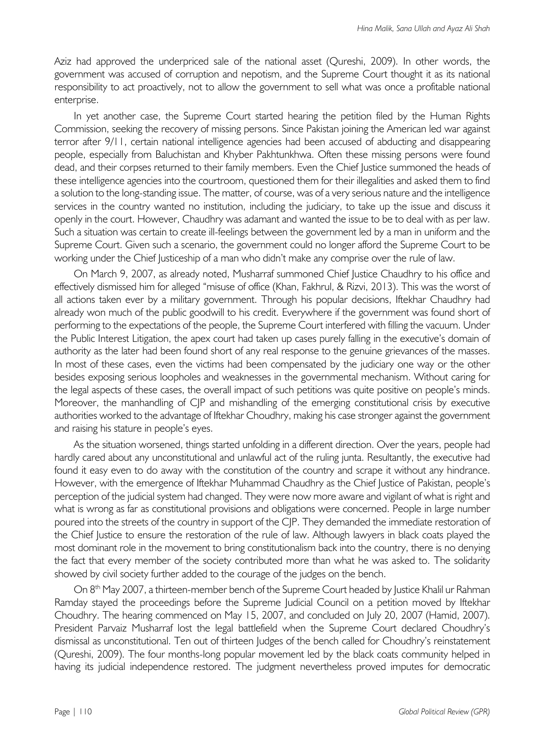Aziz had approved the underpriced sale of the national asset (Qureshi, 2009). In other words, the government was accused of corruption and nepotism, and the Supreme Court thought it as its national responsibility to act proactively, not to allow the government to sell what was once a profitable national enterprise.

In yet another case, the Supreme Court started hearing the petition filed by the Human Rights Commission, seeking the recovery of missing persons. Since Pakistan joining the American led war against terror after 9/11, certain national intelligence agencies had been accused of abducting and disappearing people, especially from Baluchistan and Khyber Pakhtunkhwa. Often these missing persons were found dead, and their corpses returned to their family members. Even the Chief Justice summoned the heads of these intelligence agencies into the courtroom, questioned them for their illegalities and asked them to find a solution to the long-standing issue. The matter, of course, was of a very serious nature and the intelligence services in the country wanted no institution, including the judiciary, to take up the issue and discuss it openly in the court. However, Chaudhry was adamant and wanted the issue to be to deal with as per law. Such a situation was certain to create ill-feelings between the government led by a man in uniform and the Supreme Court. Given such a scenario, the government could no longer afford the Supreme Court to be working under the Chief Justiceship of a man who didn't make any comprise over the rule of law.

On March 9, 2007, as already noted, Musharraf summoned Chief Justice Chaudhry to his office and effectively dismissed him for alleged "misuse of office (Khan, Fakhrul, & Rizvi, 2013). This was the worst of all actions taken ever by a military government. Through his popular decisions, Iftekhar Chaudhry had already won much of the public goodwill to his credit. Everywhere if the government was found short of performing to the expectations of the people, the Supreme Court interfered with filling the vacuum. Under the Public Interest Litigation, the apex court had taken up cases purely falling in the executive's domain of authority as the later had been found short of any real response to the genuine grievances of the masses. In most of these cases, even the victims had been compensated by the judiciary one way or the other besides exposing serious loopholes and weaknesses in the governmental mechanism. Without caring for the legal aspects of these cases, the overall impact of such petitions was quite positive on people's minds. Moreover, the manhandling of CJP and mishandling of the emerging constitutional crisis by executive authorities worked to the advantage of Iftekhar Choudhry, making his case stronger against the government and raising his stature in people's eyes.

As the situation worsened, things started unfolding in a different direction. Over the years, people had hardly cared about any unconstitutional and unlawful act of the ruling junta. Resultantly, the executive had found it easy even to do away with the constitution of the country and scrape it without any hindrance. However, with the emergence of Iftekhar Muhammad Chaudhry as the Chief Justice of Pakistan, people's perception of the judicial system had changed. They were now more aware and vigilant of what is right and what is wrong as far as constitutional provisions and obligations were concerned. People in large number poured into the streets of the country in support of the CJP. They demanded the immediate restoration of the Chief Justice to ensure the restoration of the rule of law. Although lawyers in black coats played the most dominant role in the movement to bring constitutionalism back into the country, there is no denying the fact that every member of the society contributed more than what he was asked to. The solidarity showed by civil society further added to the courage of the judges on the bench.

On 8th May 2007, a thirteen-member bench of the Supreme Court headed by Justice Khalil ur Rahman Ramday stayed the proceedings before the Supreme Judicial Council on a petition moved by Iftekhar Choudhry. The hearing commenced on May 15, 2007, and concluded on July 20, 2007 (Hamid, 2007). President Parvaiz Musharraf lost the legal battlefield when the Supreme Court declared Choudhry's dismissal as unconstitutional. Ten out of thirteen Judges of the bench called for Choudhry's reinstatement (Qureshi, 2009). The four months-long popular movement led by the black coats community helped in having its judicial independence restored. The judgment nevertheless proved imputes for democratic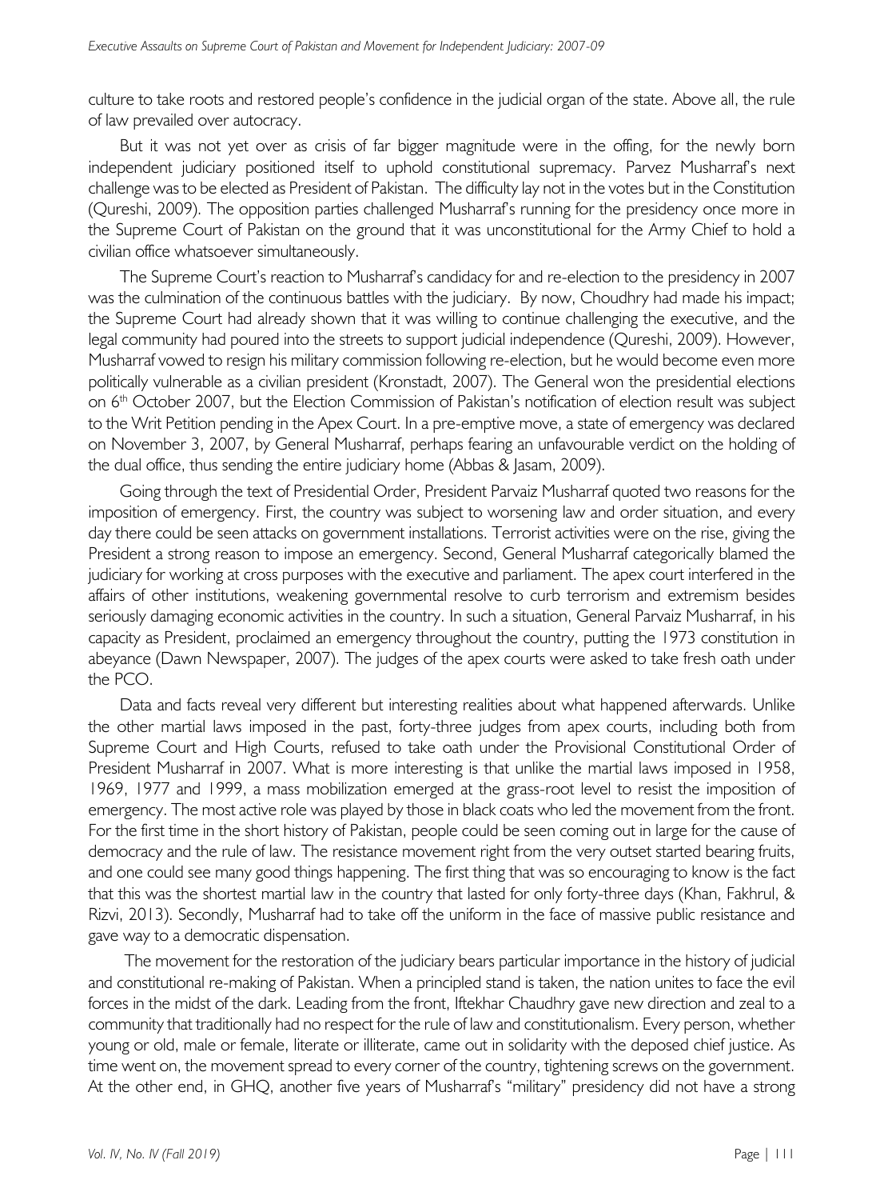culture to take roots and restored people's confidence in the judicial organ of the state. Above all, the rule of law prevailed over autocracy.

But it was not yet over as crisis of far bigger magnitude were in the offing, for the newly born independent judiciary positioned itself to uphold constitutional supremacy. Parvez Musharraf's next challenge was to be elected as President of Pakistan. The difficulty lay not in the votes but in the Constitution (Qureshi, 2009). The opposition parties challenged Musharraf's running for the presidency once more in the Supreme Court of Pakistan on the ground that it was unconstitutional for the Army Chief to hold a civilian office whatsoever simultaneously.

The Supreme Court's reaction to Musharraf's candidacy for and re-election to the presidency in 2007 was the culmination of the continuous battles with the judiciary. By now, Choudhry had made his impact; the Supreme Court had already shown that it was willing to continue challenging the executive, and the legal community had poured into the streets to support judicial independence (Qureshi, 2009). However, Musharraf vowed to resign his military commission following re-election, but he would become even more politically vulnerable as a civilian president (Kronstadt, 2007). The General won the presidential elections on 6th October 2007, but the Election Commission of Pakistan's notification of election result was subject to the Writ Petition pending in the Apex Court. In a pre-emptive move, a state of emergency was declared on November 3, 2007, by General Musharraf, perhaps fearing an unfavourable verdict on the holding of the dual office, thus sending the entire judiciary home (Abbas & Jasam, 2009).

Going through the text of Presidential Order, President Parvaiz Musharraf quoted two reasons for the imposition of emergency. First, the country was subject to worsening law and order situation, and every day there could be seen attacks on government installations. Terrorist activities were on the rise, giving the President a strong reason to impose an emergency. Second, General Musharraf categorically blamed the judiciary for working at cross purposes with the executive and parliament. The apex court interfered in the affairs of other institutions, weakening governmental resolve to curb terrorism and extremism besides seriously damaging economic activities in the country. In such a situation, General Parvaiz Musharraf, in his capacity as President, proclaimed an emergency throughout the country, putting the 1973 constitution in abeyance (Dawn Newspaper, 2007). The judges of the apex courts were asked to take fresh oath under the PCO.

Data and facts reveal very different but interesting realities about what happened afterwards. Unlike the other martial laws imposed in the past, forty-three judges from apex courts, including both from Supreme Court and High Courts, refused to take oath under the Provisional Constitutional Order of President Musharraf in 2007. What is more interesting is that unlike the martial laws imposed in 1958, 1969, 1977 and 1999, a mass mobilization emerged at the grass-root level to resist the imposition of emergency. The most active role was played by those in black coats who led the movement from the front. For the first time in the short history of Pakistan, people could be seen coming out in large for the cause of democracy and the rule of law. The resistance movement right from the very outset started bearing fruits, and one could see many good things happening. The first thing that was so encouraging to know is the fact that this was the shortest martial law in the country that lasted for only forty-three days (Khan, Fakhrul, & Rizvi, 2013). Secondly, Musharraf had to take off the uniform in the face of massive public resistance and gave way to a democratic dispensation.

The movement for the restoration of the judiciary bears particular importance in the history of judicial and constitutional re-making of Pakistan. When a principled stand is taken, the nation unites to face the evil forces in the midst of the dark. Leading from the front, Iftekhar Chaudhry gave new direction and zeal to a community that traditionally had no respect for the rule of law and constitutionalism. Every person, whether young or old, male or female, literate or illiterate, came out in solidarity with the deposed chief justice. As time went on, the movement spread to every corner of the country, tightening screws on the government. At the other end, in GHQ, another five years of Musharraf's "military" presidency did not have a strong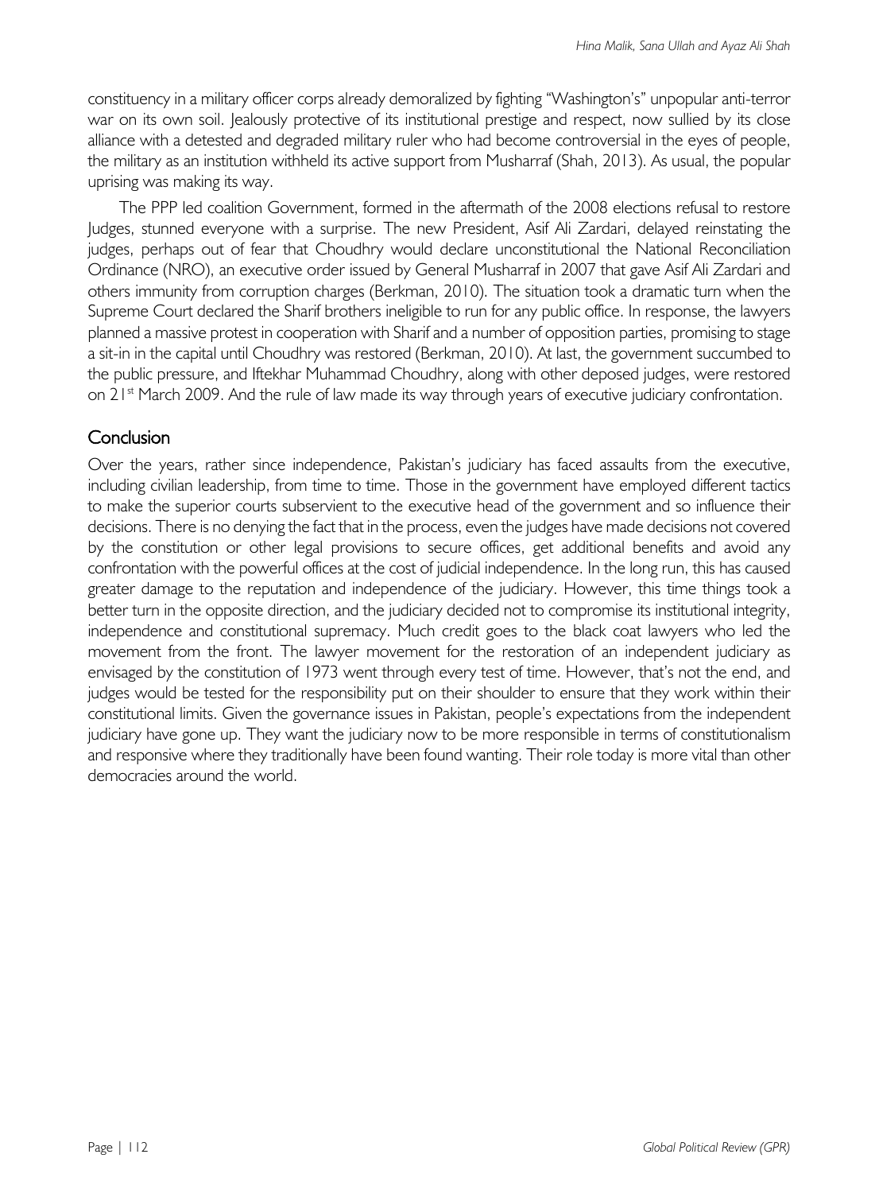constituency in a military officer corps already demoralized by fighting "Washington's" unpopular anti-terror war on its own soil. Jealously protective of its institutional prestige and respect, now sullied by its close alliance with a detested and degraded military ruler who had become controversial in the eyes of people, the military as an institution withheld its active support from Musharraf (Shah, 2013). As usual, the popular uprising was making its way.

The PPP led coalition Government, formed in the aftermath of the 2008 elections refusal to restore Judges, stunned everyone with a surprise. The new President, Asif Ali Zardari, delayed reinstating the judges, perhaps out of fear that Choudhry would declare unconstitutional the National Reconciliation Ordinance (NRO), an executive order issued by General Musharraf in 2007 that gave Asif Ali Zardari and others immunity from corruption charges (Berkman, 2010). The situation took a dramatic turn when the Supreme Court declared the Sharif brothers ineligible to run for any public office. In response, the lawyers planned a massive protest in cooperation with Sharif and a number of opposition parties, promising to stage a sit-in in the capital until Choudhry was restored (Berkman, 2010). At last, the government succumbed to the public pressure, and Iftekhar Muhammad Choudhry, along with other deposed judges, were restored on 21st March 2009. And the rule of law made its way through years of executive judiciary confrontation.

## Conclusion

Over the years, rather since independence, Pakistan's judiciary has faced assaults from the executive, including civilian leadership, from time to time. Those in the government have employed different tactics to make the superior courts subservient to the executive head of the government and so influence their decisions. There is no denying the fact that in the process, even the judges have made decisions not covered by the constitution or other legal provisions to secure offices, get additional benefits and avoid any confrontation with the powerful offices at the cost of judicial independence. In the long run, this has caused greater damage to the reputation and independence of the judiciary. However, this time things took a better turn in the opposite direction, and the judiciary decided not to compromise its institutional integrity, independence and constitutional supremacy. Much credit goes to the black coat lawyers who led the movement from the front. The lawyer movement for the restoration of an independent judiciary as envisaged by the constitution of 1973 went through every test of time. However, that's not the end, and judges would be tested for the responsibility put on their shoulder to ensure that they work within their constitutional limits. Given the governance issues in Pakistan, people's expectations from the independent judiciary have gone up. They want the judiciary now to be more responsible in terms of constitutionalism and responsive where they traditionally have been found wanting. Their role today is more vital than other democracies around the world.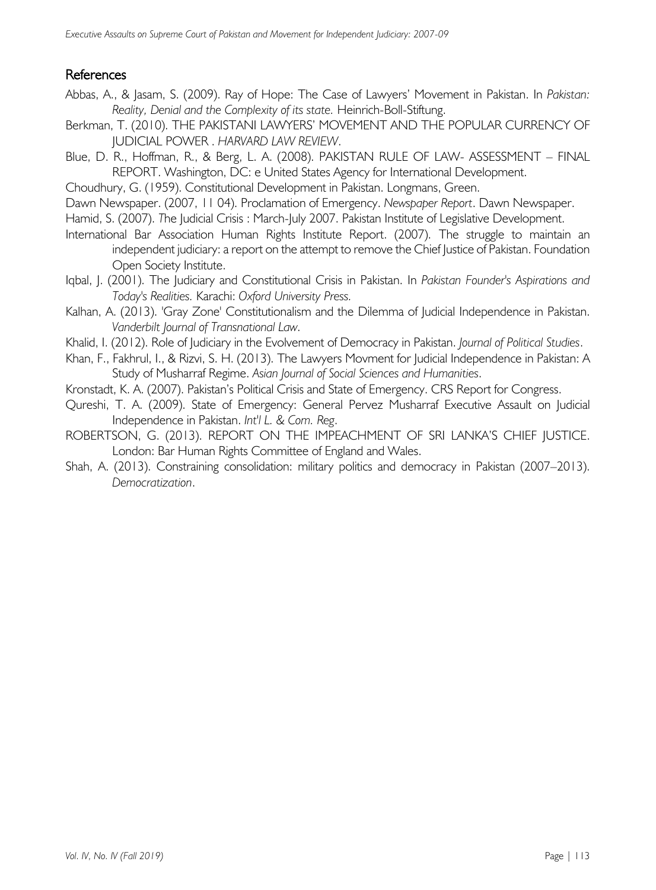## References

Abbas, A., & Jasam, S. (2009). Ray of Hope: The Case of Lawyers' Movement in Pakistan. In *Pakistan: Reality, Denial and the Complexity of its state.* Heinrich-Boll-Stiftung.

Berkman, T. (2010). THE PAKISTANI LAWYERS' MOVEMENT AND THE POPULAR CURRENCY OF JUDICIAL POWER . *HARVARD LAW REVIEW*.

Blue, D. R., Hoffman, R., & Berg, L. A. (2008). PAKISTAN RULE OF LAW- ASSESSMENT – FINAL REPORT. Washington, DC: e United States Agency for International Development.

Choudhury, G. (1959). Constitutional Development in Pakistan. Longmans, Green.

Dawn Newspaper. (2007, 11 04). Proclamation of Emergency. *Newspaper Report*. Dawn Newspaper.

Hamid, S. (2007). The Judicial Crisis : March-July 2007. Pakistan Institute of Legislative Development.

International Bar Association Human Rights Institute Report. (2007). The struggle to maintain an independent judiciary: a report on the attempt to remove the Chief Justice of Pakistan. Foundation Open Society Institute.

Iqbal, J. (2001). The Judiciary and Constitutional Crisis in Pakistan. In *Pakistan Founder's Aspirations and Today's Realities.* Karachi: *Oxford University Press.*

Kalhan, A. (2013). 'Gray Zone' Constitutionalism and the Dilemma of Judicial Independence in Pakistan. *Vanderbilt Journal of Transnational Law*.

Khalid, I. (2012). Role of Judiciary in the Evolvement of Democracy in Pakistan. *Journal of Political Studies*.

Khan, F., Fakhrul, I., & Rizvi, S. H. (2013). The Lawyers Movment for Judicial Independence in Pakistan: A Study of Musharraf Regime. *Asian Journal of Social Sciences and Humanities*.

Kronstadt, K. A. (2007). Pakistan's Political Crisis and State of Emergency. CRS Report for Congress.

Qureshi, T. A. (2009). State of Emergency: General Pervez Musharraf Executive Assault on Judicial Independence in Pakistan. *Int'l L. & Com. Reg*.

ROBERTSON, G. (2013). REPORT ON THE IMPEACHMENT OF SRI LANKA'S CHIEF JUSTICE. London: Bar Human Rights Committee of England and Wales.

Shah, A. (2013). Constraining consolidation: military politics and democracy in Pakistan (2007–2013). *Democratization*.